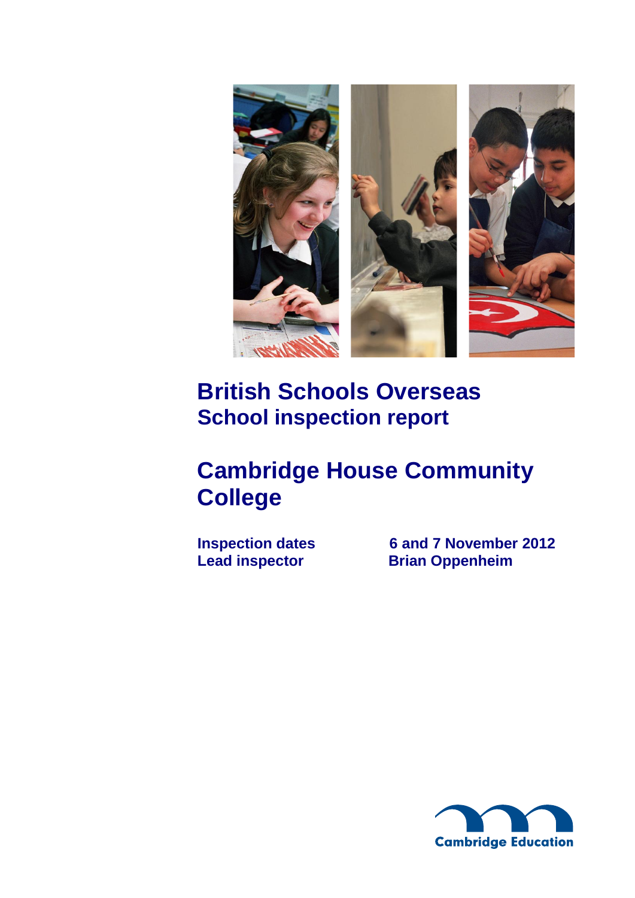# British Schools Overseas
## School inspection report

# Cambridge House Community College

**Inspection dates** 6 and 7 November 2012
**Lead inspector** Brian Oppenheim

Cambridge Education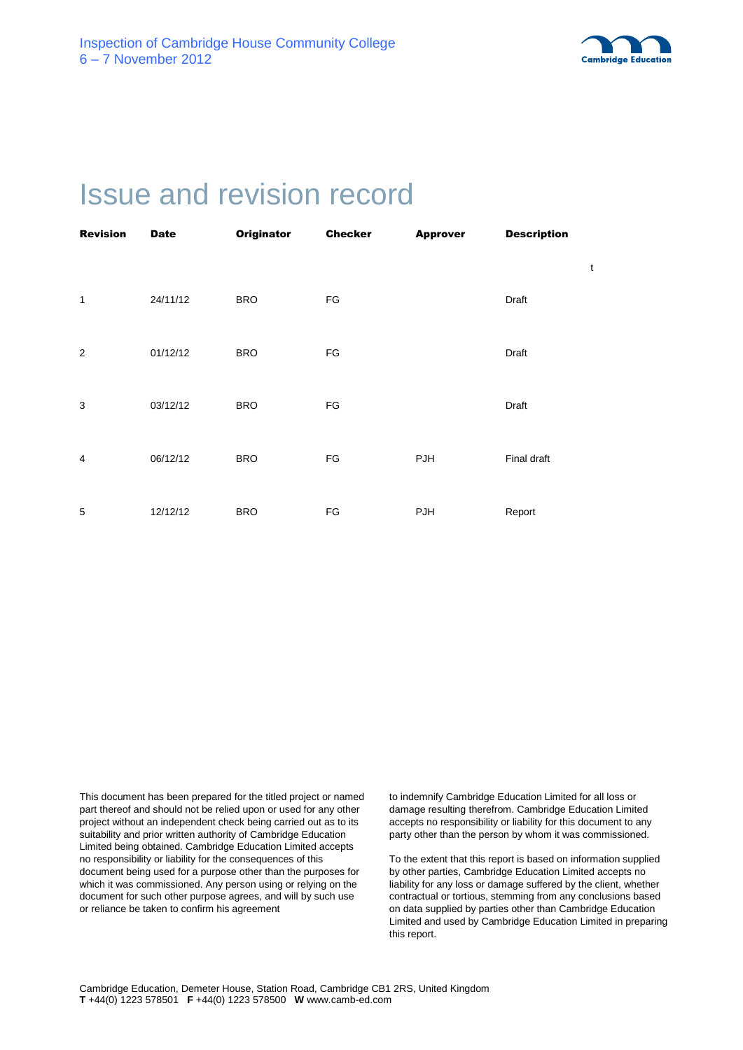# Issue and revision record

| Revision | Date | Originator | Checker | Approver | Description |
|---|---|---|---|---|---|
| 1 | 24/11/12 | BRO | FG | | Draft |
| 2 | 01/12/12 | BRO | FG | | Draft |
| 3 | 03/12/12 | BRO | FG | | Draft |
| 4 | 06/12/12 | BRO | FG | PJH | Final draft |
| 5 | 12/12/12 | BRO | FG | PJH | Report |

This document has been prepared for the titled project or named part thereof and should not be relied upon or used for any other project without an independent check being carried out as to its suitability and prior written authority of Cambridge Education Limited being obtained. Cambridge Education Limited accepts no responsibility or liability for the consequences of this document being used for a purpose other than the purposes for which it was commissioned. Any person using or relying on the document for such other purpose agrees, and will by such use or reliance be taken to confirm his agreement to indemnify Cambridge Education Limited for all loss or damage resulting therefrom. Cambridge Education Limited accepts no responsibility or liability for this document to any party other than the person by whom it was commissioned.

To the extent that this report is based on information supplied by other parties, Cambridge Education Limited accepts no liability for any loss or damage suffered by the client, whether contractual or tortious, stemming from any conclusions based on data supplied by parties other than Cambridge Education Limited and used by Cambridge Education Limited in preparing this report.

Cambridge Education, Demeter House, Station Road, Cambridge CB1 2RS, United Kingdom
**T** +44(0) 1223 578501 **F** +44(0) 1223 578500 **W** www.camb-ed.com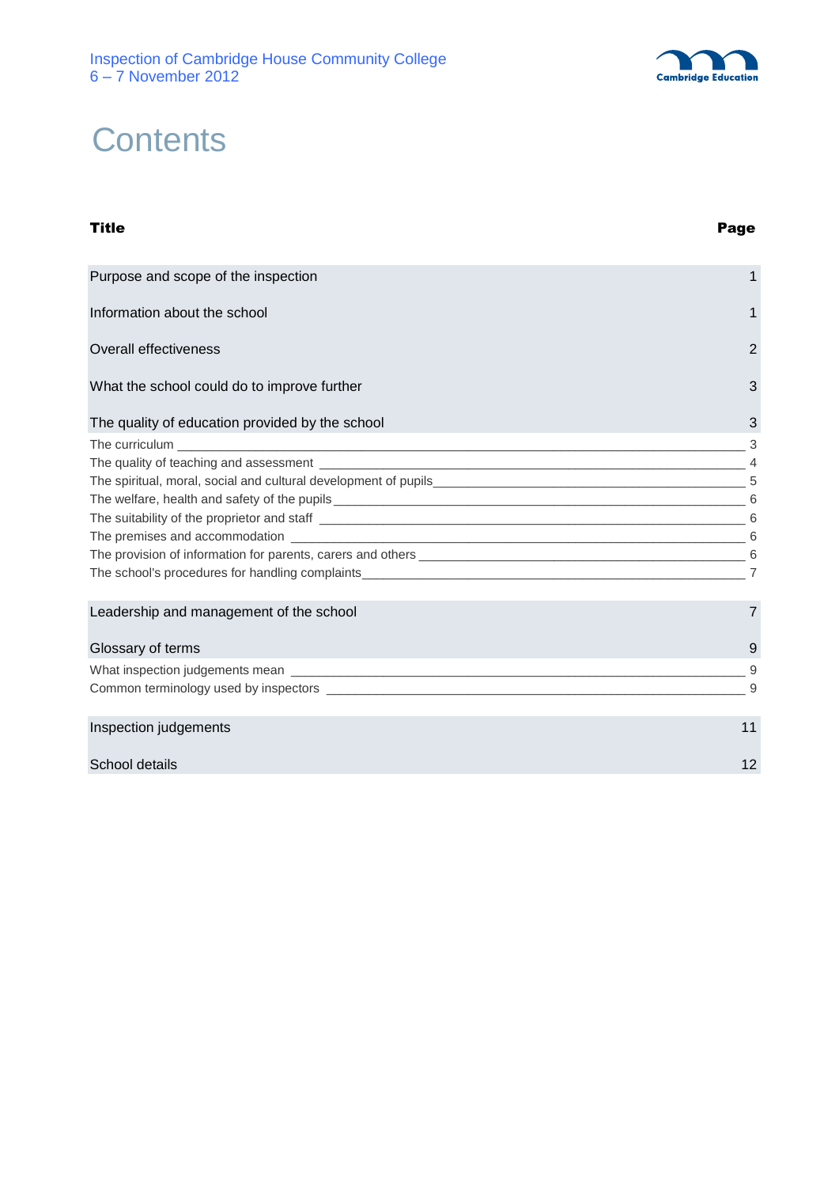# Contents

| Title | Page |
|---|---|
| Purpose and scope of the inspection | 1 |
| Information about the school | 1 |
| Overall effectiveness | 2 |
| What the school could do to improve further | 3 |
| The quality of education provided by the school | 3 |
| The curriculum | 3 |
| The quality of teaching and assessment | 4 |
| The spiritual, moral, social and cultural development of pupils | 5 |
| The welfare, health and safety of the pupils | 6 |
| The suitability of the proprietor and staff | 6 |
| The premises and accommodation | 6 |
| The provision of information for parents, carers and others | 6 |
| The school's procedures for handling complaints | 7 |
| Leadership and management of the school | 7 |
| Glossary of terms | 9 |
| What inspection judgements mean | 9 |
| Common terminology used by inspectors | 9 |
| Inspection judgements | 11 |
| School details | 12 |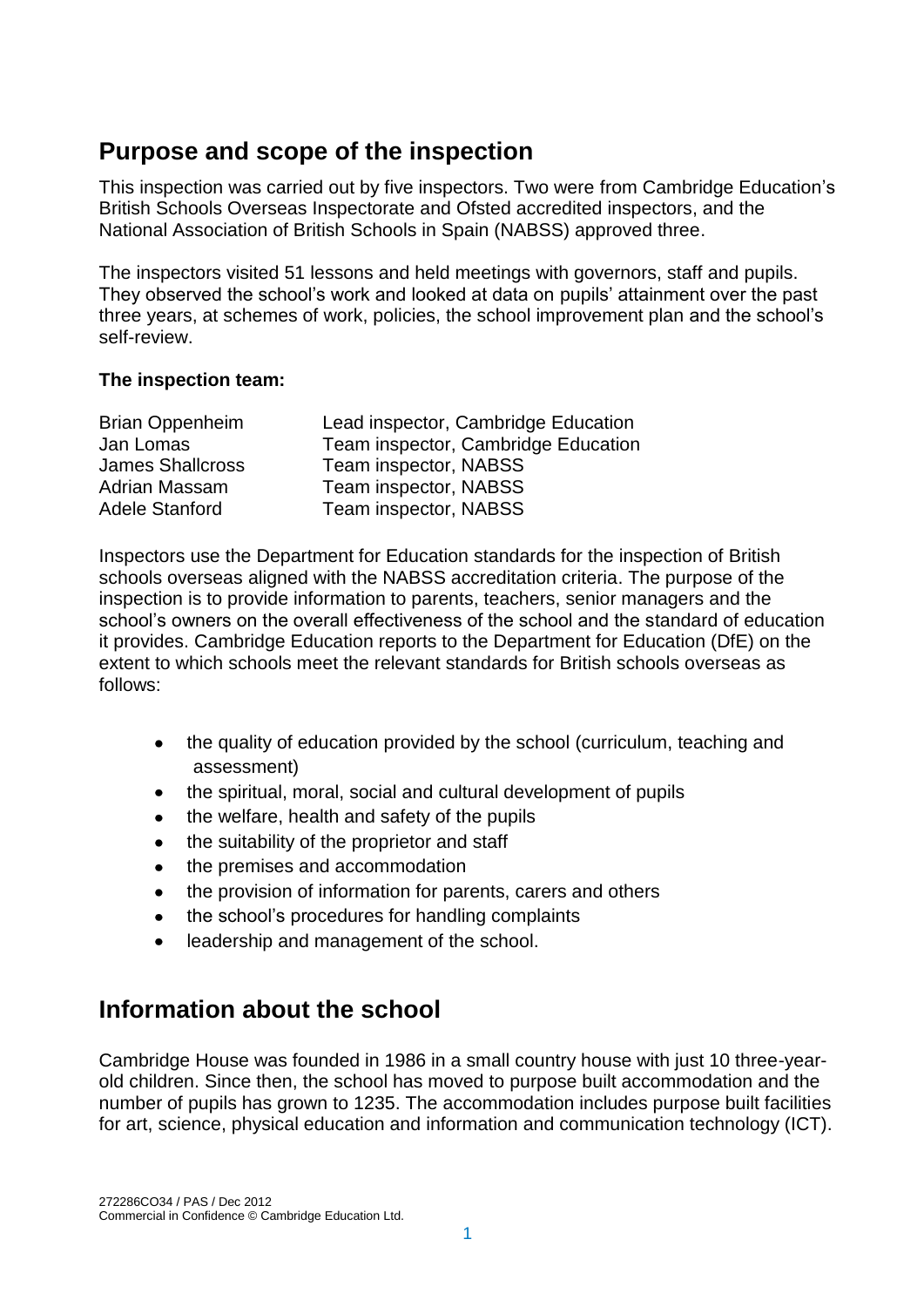## Purpose and scope of the inspection

This inspection was carried out by five inspectors. Two were from Cambridge Education's British Schools Overseas Inspectorate and Ofsted accredited inspectors, and the National Association of British Schools in Spain (NABSS) approved three.

The inspectors visited 51 lessons and held meetings with governors, staff and pupils. They observed the school's work and looked at data on pupils' attainment over the past three years, at schemes of work, policies, the school improvement plan and the school's self-review.

**The inspection team:**

| | |
|---|---|
| Brian Oppenheim | Lead inspector, Cambridge Education |
| Jan Lomas | Team inspector, Cambridge Education |
| James Shallcross | Team inspector, NABSS |
| Adrian Massam | Team inspector, NABSS |
| Adele Stanford | Team inspector, NABSS |

Inspectors use the Department for Education standards for the inspection of British schools overseas aligned with the NABSS accreditation criteria. The purpose of the inspection is to provide information to parents, teachers, senior managers and the school's owners on the overall effectiveness of the school and the standard of education it provides. Cambridge Education reports to the Department for Education (DfE) on the extent to which schools meet the relevant standards for British schools overseas as follows:

- the quality of education provided by the school (curriculum, teaching and assessment)
- the spiritual, moral, social and cultural development of pupils
- the welfare, health and safety of the pupils
- the suitability of the proprietor and staff
- the premises and accommodation
- the provision of information for parents, carers and others
- the school's procedures for handling complaints
- leadership and management of the school.

## Information about the school

Cambridge House was founded in 1986 in a small country house with just 10 three-year-old children. Since then, the school has moved to purpose built accommodation and the number of pupils has grown to 1235. The accommodation includes purpose built facilities for art, science, physical education and information and communication technology (ICT).

272286CO34 / PAS / Dec 2012
Commercial in Confidence © Cambridge Education Ltd.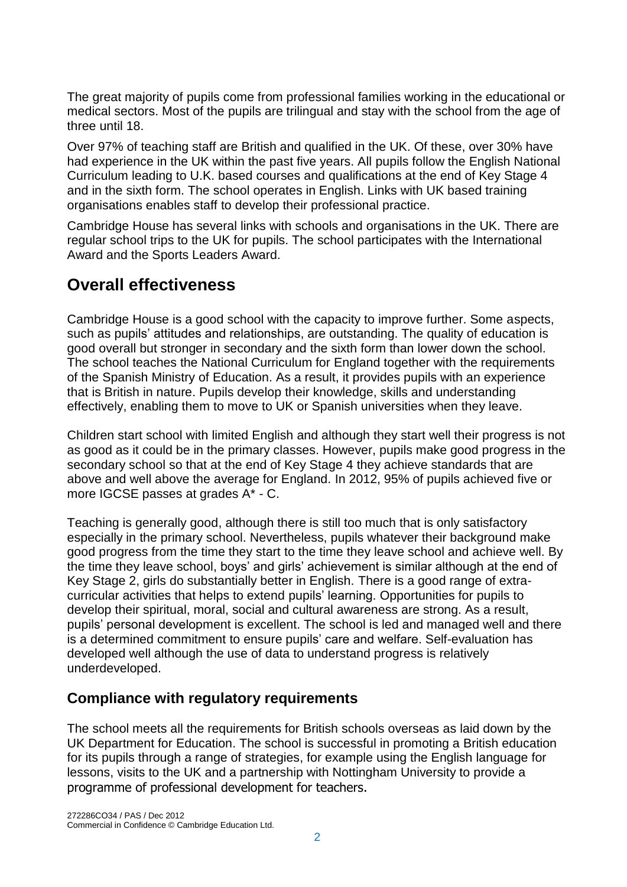The great majority of pupils come from professional families working in the educational or medical sectors. Most of the pupils are trilingual and stay with the school from the age of three until 18.

Over 97% of teaching staff are British and qualified in the UK. Of these, over 30% have had experience in the UK within the past five years. All pupils follow the English National Curriculum leading to U.K. based courses and qualifications at the end of Key Stage 4 and in the sixth form. The school operates in English. Links with UK based training organisations enables staff to develop their professional practice.

Cambridge House has several links with schools and organisations in the UK. There are regular school trips to the UK for pupils. The school participates with the International Award and the Sports Leaders Award.

## Overall effectiveness

Cambridge House is a good school with the capacity to improve further. Some aspects, such as pupils' attitudes and relationships, are outstanding. The quality of education is good overall but stronger in secondary and the sixth form than lower down the school. The school teaches the National Curriculum for England together with the requirements of the Spanish Ministry of Education. As a result, it provides pupils with an experience that is British in nature. Pupils develop their knowledge, skills and understanding effectively, enabling them to move to UK or Spanish universities when they leave.

Children start school with limited English and although they start well their progress is not as good as it could be in the primary classes. However, pupils make good progress in the secondary school so that at the end of Key Stage 4 they achieve standards that are above and well above the average for England. In 2012, 95% of pupils achieved five or more IGCSE passes at grades A* - C.

Teaching is generally good, although there is still too much that is only satisfactory especially in the primary school. Nevertheless, pupils whatever their background make good progress from the time they start to the time they leave school and achieve well. By the time they leave school, boys' and girls' achievement is similar although at the end of Key Stage 2, girls do substantially better in English. There is a good range of extra-curricular activities that helps to extend pupils' learning. Opportunities for pupils to develop their spiritual, moral, social and cultural awareness are strong. As a result, pupils' personal development is excellent. The school is led and managed well and there is a determined commitment to ensure pupils' care and welfare. Self-evaluation has developed well although the use of data to understand progress is relatively underdeveloped.

### Compliance with regulatory requirements

The school meets all the requirements for British schools overseas as laid down by the UK Department for Education. The school is successful in promoting a British education for its pupils through a range of strategies, for example using the English language for lessons, visits to the UK and a partnership with Nottingham University to provide a programme of professional development for teachers.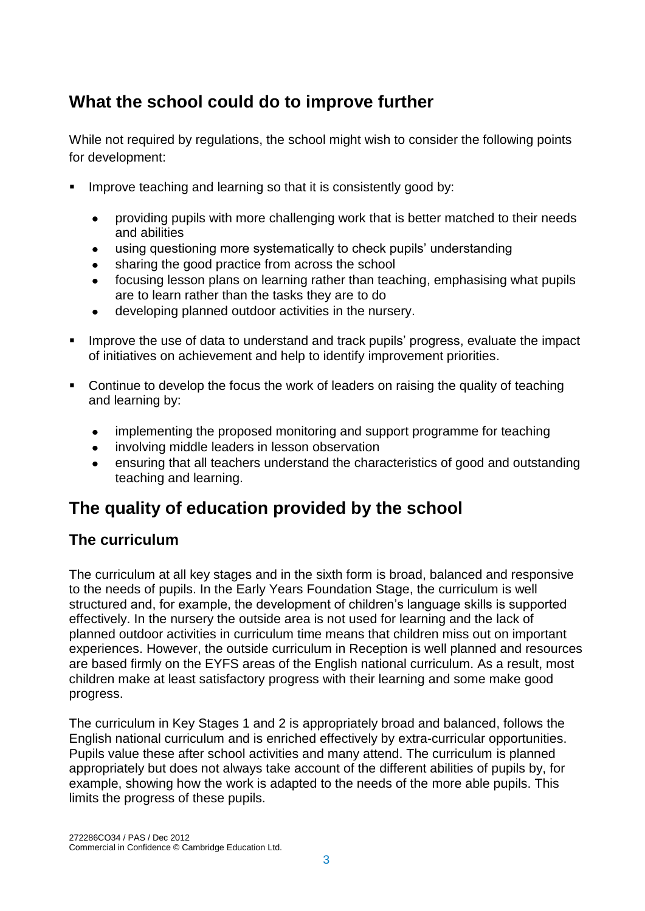## What the school could do to improve further

While not required by regulations, the school might wish to consider the following points for development:

- Improve teaching and learning so that it is consistently good by:
  - providing pupils with more challenging work that is better matched to their needs and abilities
  - using questioning more systematically to check pupils' understanding
  - sharing the good practice from across the school
  - focusing lesson plans on learning rather than teaching, emphasising what pupils are to learn rather than the tasks they are to do
  - developing planned outdoor activities in the nursery.
- Improve the use of data to understand and track pupils' progress, evaluate the impact of initiatives on achievement and help to identify improvement priorities.
- Continue to develop the focus the work of leaders on raising the quality of teaching and learning by:
  - implementing the proposed monitoring and support programme for teaching
  - involving middle leaders in lesson observation
  - ensuring that all teachers understand the characteristics of good and outstanding teaching and learning.

## The quality of education provided by the school

### The curriculum

The curriculum at all key stages and in the sixth form is broad, balanced and responsive to the needs of pupils. In the Early Years Foundation Stage, the curriculum is well structured and, for example, the development of children's language skills is supported effectively. In the nursery the outside area is not used for learning and the lack of planned outdoor activities in curriculum time means that children miss out on important experiences. However, the outside curriculum in Reception is well planned and resources are based firmly on the EYFS areas of the English national curriculum. As a result, most children make at least satisfactory progress with their learning and some make good progress.

The curriculum in Key Stages 1 and 2 is appropriately broad and balanced, follows the English national curriculum and is enriched effectively by extra-curricular opportunities. Pupils value these after school activities and many attend. The curriculum is planned appropriately but does not always take account of the different abilities of pupils by, for example, showing how the work is adapted to the needs of the more able pupils. This limits the progress of these pupils.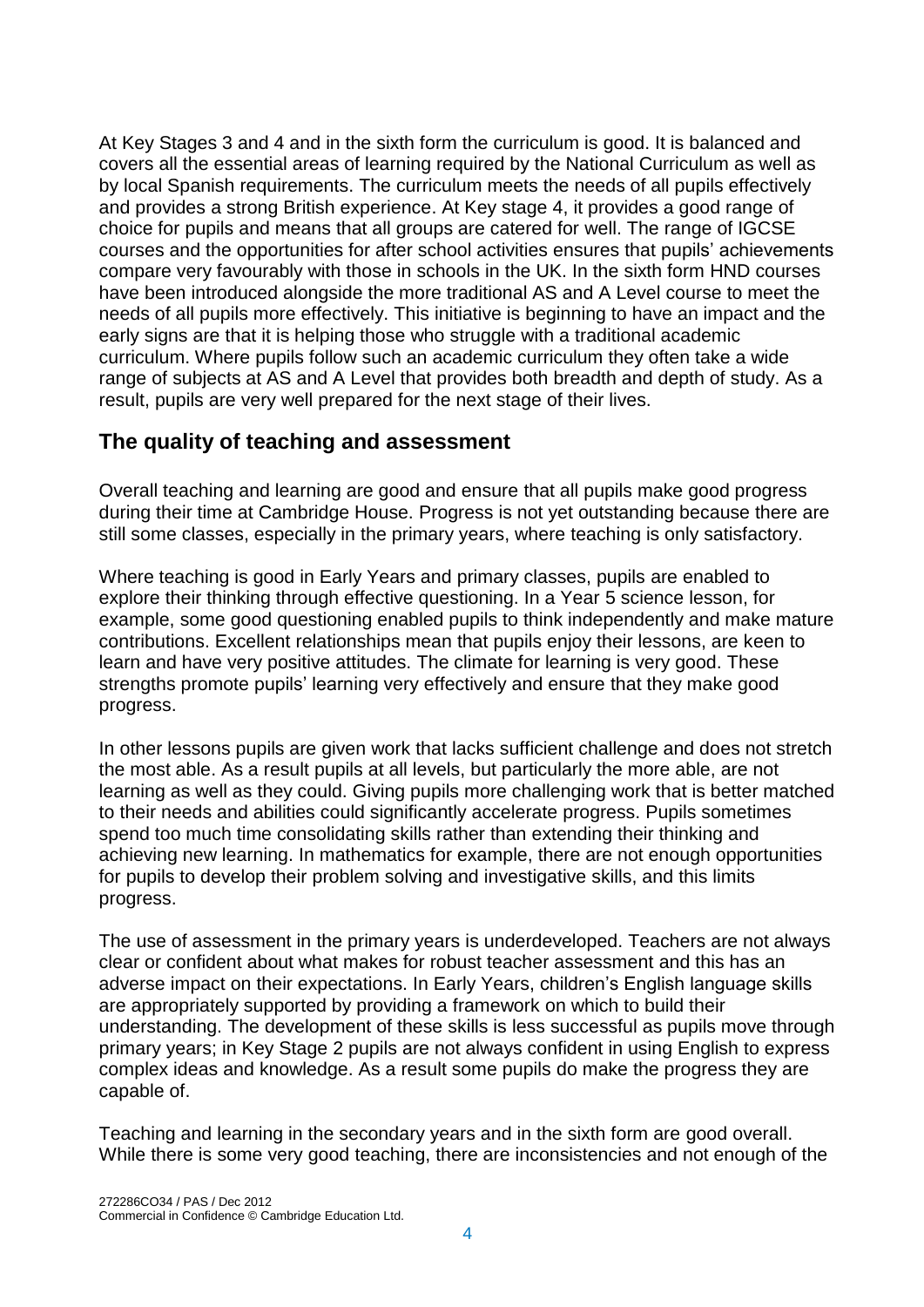At Key Stages 3 and 4 and in the sixth form the curriculum is good. It is balanced and covers all the essential areas of learning required by the National Curriculum as well as by local Spanish requirements. The curriculum meets the needs of all pupils effectively and provides a strong British experience. At Key stage 4, it provides a good range of choice for pupils and means that all groups are catered for well. The range of IGCSE courses and the opportunities for after school activities ensures that pupils' achievements compare very favourably with those in schools in the UK. In the sixth form HND courses have been introduced alongside the more traditional AS and A Level course to meet the needs of all pupils more effectively. This initiative is beginning to have an impact and the early signs are that it is helping those who struggle with a traditional academic curriculum. Where pupils follow such an academic curriculum they often take a wide range of subjects at AS and A Level that provides both breadth and depth of study. As a result, pupils are very well prepared for the next stage of their lives.

## The quality of teaching and assessment

Overall teaching and learning are good and ensure that all pupils make good progress during their time at Cambridge House. Progress is not yet outstanding because there are still some classes, especially in the primary years, where teaching is only satisfactory.

Where teaching is good in Early Years and primary classes, pupils are enabled to explore their thinking through effective questioning. In a Year 5 science lesson, for example, some good questioning enabled pupils to think independently and make mature contributions. Excellent relationships mean that pupils enjoy their lessons, are keen to learn and have very positive attitudes. The climate for learning is very good. These strengths promote pupils' learning very effectively and ensure that they make good progress.

In other lessons pupils are given work that lacks sufficient challenge and does not stretch the most able. As a result pupils at all levels, but particularly the more able, are not learning as well as they could. Giving pupils more challenging work that is better matched to their needs and abilities could significantly accelerate progress. Pupils sometimes spend too much time consolidating skills rather than extending their thinking and achieving new learning. In mathematics for example, there are not enough opportunities for pupils to develop their problem solving and investigative skills, and this limits progress.

The use of assessment in the primary years is underdeveloped. Teachers are not always clear or confident about what makes for robust teacher assessment and this has an adverse impact on their expectations. In Early Years, children's English language skills are appropriately supported by providing a framework on which to build their understanding. The development of these skills is less successful as pupils move through primary years; in Key Stage 2 pupils are not always confident in using English to express complex ideas and knowledge. As a result some pupils do make the progress they are capable of.

Teaching and learning in the secondary years and in the sixth form are good overall. While there is some very good teaching, there are inconsistencies and not enough of the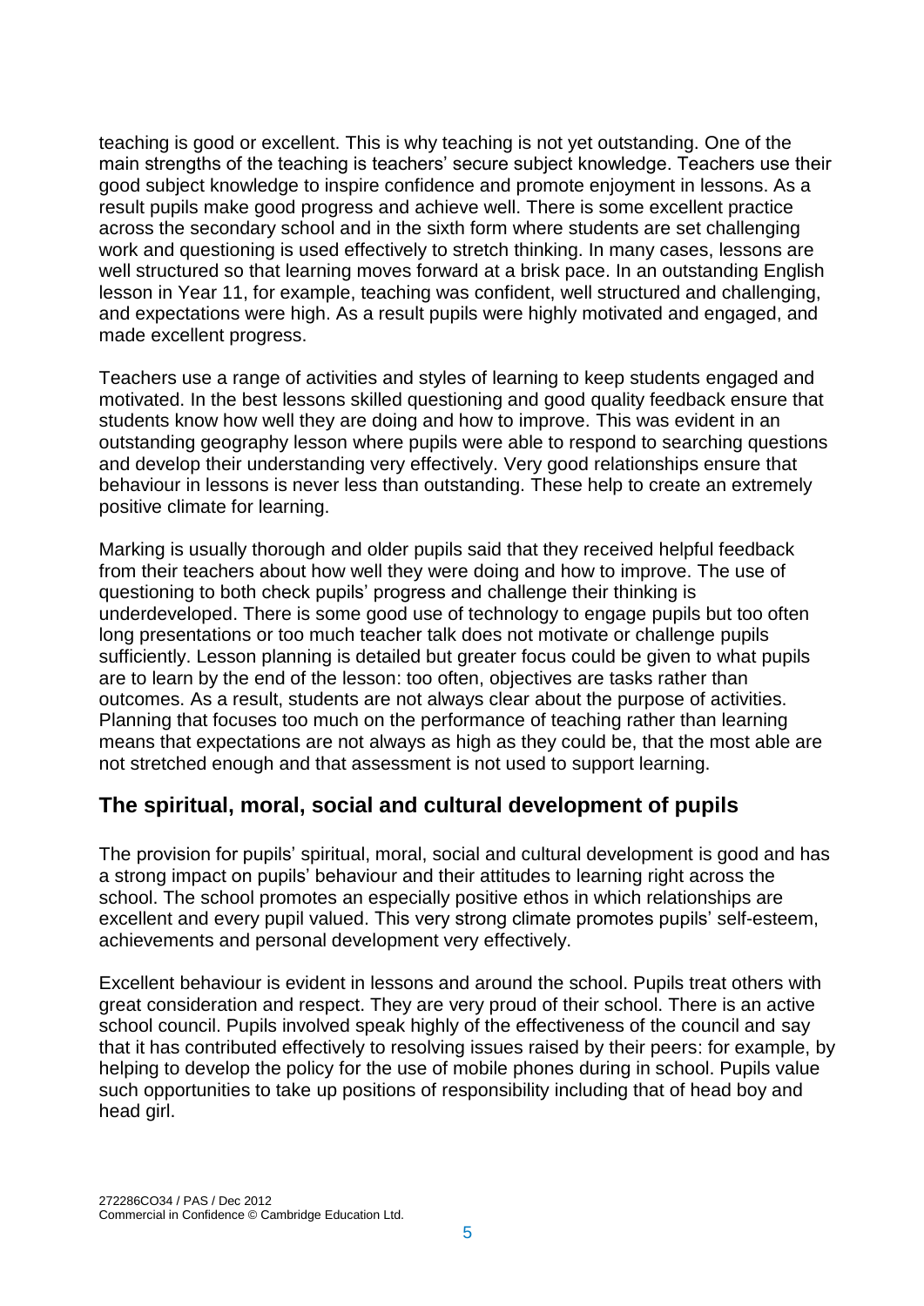teaching is good or excellent. This is why teaching is not yet outstanding. One of the main strengths of the teaching is teachers' secure subject knowledge. Teachers use their good subject knowledge to inspire confidence and promote enjoyment in lessons. As a result pupils make good progress and achieve well. There is some excellent practice across the secondary school and in the sixth form where students are set challenging work and questioning is used effectively to stretch thinking. In many cases, lessons are well structured so that learning moves forward at a brisk pace. In an outstanding English lesson in Year 11, for example, teaching was confident, well structured and challenging, and expectations were high. As a result pupils were highly motivated and engaged, and made excellent progress.

Teachers use a range of activities and styles of learning to keep students engaged and motivated. In the best lessons skilled questioning and good quality feedback ensure that students know how well they are doing and how to improve. This was evident in an outstanding geography lesson where pupils were able to respond to searching questions and develop their understanding very effectively. Very good relationships ensure that behaviour in lessons is never less than outstanding. These help to create an extremely positive climate for learning.

Marking is usually thorough and older pupils said that they received helpful feedback from their teachers about how well they were doing and how to improve. The use of questioning to both check pupils' progress and challenge their thinking is underdeveloped. There is some good use of technology to engage pupils but too often long presentations or too much teacher talk does not motivate or challenge pupils sufficiently. Lesson planning is detailed but greater focus could be given to what pupils are to learn by the end of the lesson: too often, objectives are tasks rather than outcomes. As a result, students are not always clear about the purpose of activities. Planning that focuses too much on the performance of teaching rather than learning means that expectations are not always as high as they could be, that the most able are not stretched enough and that assessment is not used to support learning.

## The spiritual, moral, social and cultural development of pupils

The provision for pupils' spiritual, moral, social and cultural development is good and has a strong impact on pupils' behaviour and their attitudes to learning right across the school. The school promotes an especially positive ethos in which relationships are excellent and every pupil valued. This very strong climate promotes pupils' self-esteem, achievements and personal development very effectively.

Excellent behaviour is evident in lessons and around the school. Pupils treat others with great consideration and respect. They are very proud of their school. There is an active school council. Pupils involved speak highly of the effectiveness of the council and say that it has contributed effectively to resolving issues raised by their peers: for example, by helping to develop the policy for the use of mobile phones during in school. Pupils value such opportunities to take up positions of responsibility including that of head boy and head girl.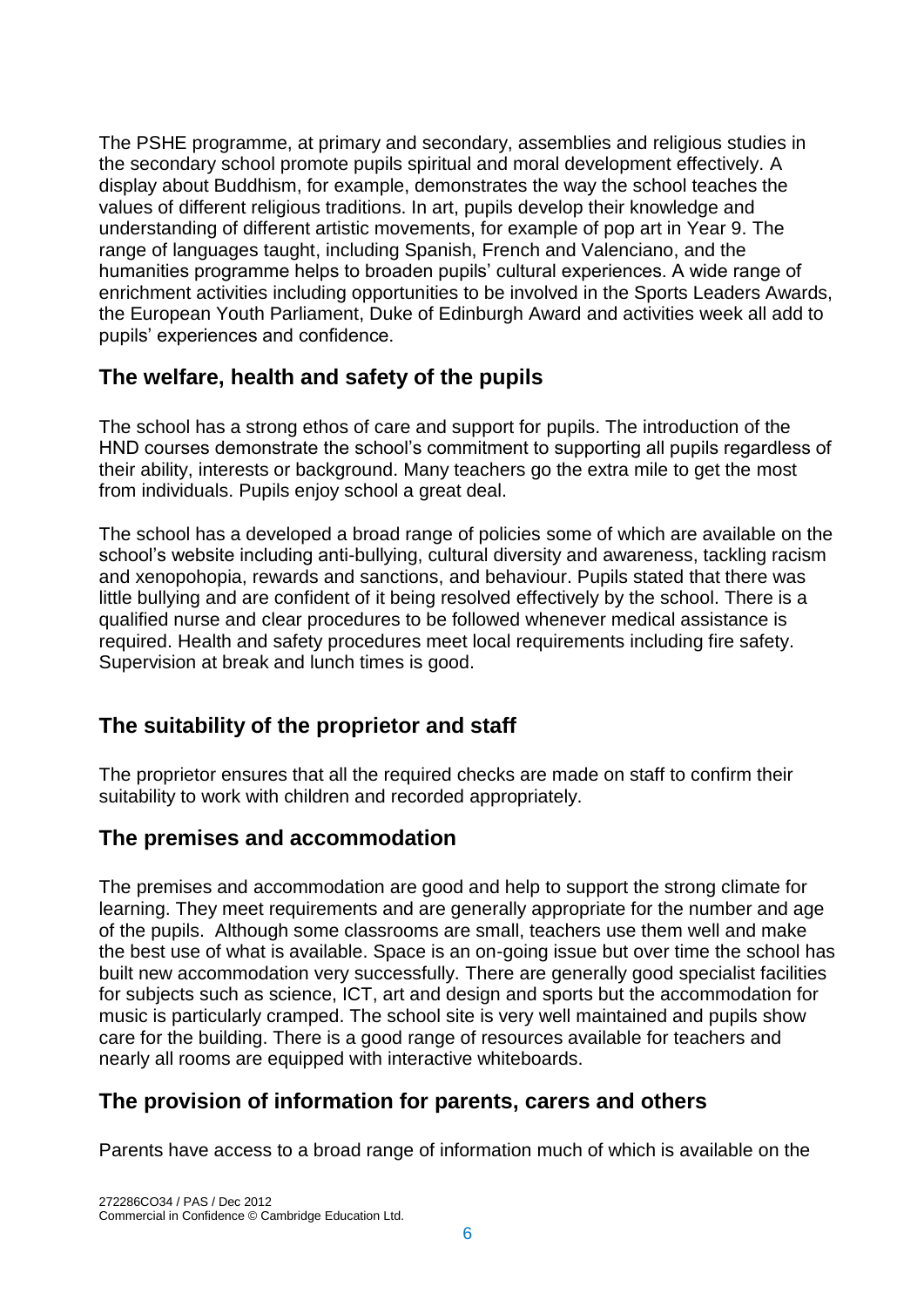The PSHE programme, at primary and secondary, assemblies and religious studies in the secondary school promote pupils spiritual and moral development effectively. A display about Buddhism, for example, demonstrates the way the school teaches the values of different religious traditions. In art, pupils develop their knowledge and understanding of different artistic movements, for example of pop art in Year 9. The range of languages taught, including Spanish, French and Valenciano, and the humanities programme helps to broaden pupils' cultural experiences. A wide range of enrichment activities including opportunities to be involved in the Sports Leaders Awards, the European Youth Parliament, Duke of Edinburgh Award and activities week all add to pupils' experiences and confidence.

## The welfare, health and safety of the pupils

The school has a strong ethos of care and support for pupils. The introduction of the HND courses demonstrate the school's commitment to supporting all pupils regardless of their ability, interests or background. Many teachers go the extra mile to get the most from individuals. Pupils enjoy school a great deal.

The school has a developed a broad range of policies some of which are available on the school's website including anti-bullying, cultural diversity and awareness, tackling racism and xenopohopia, rewards and sanctions, and behaviour. Pupils stated that there was little bullying and are confident of it being resolved effectively by the school. There is a qualified nurse and clear procedures to be followed whenever medical assistance is required. Health and safety procedures meet local requirements including fire safety. Supervision at break and lunch times is good.

## The suitability of the proprietor and staff

The proprietor ensures that all the required checks are made on staff to confirm their suitability to work with children and recorded appropriately.

## The premises and accommodation

The premises and accommodation are good and help to support the strong climate for learning. They meet requirements and are generally appropriate for the number and age of the pupils. Although some classrooms are small, teachers use them well and make the best use of what is available. Space is an on-going issue but over time the school has built new accommodation very successfully. There are generally good specialist facilities for subjects such as science, ICT, art and design and sports but the accommodation for music is particularly cramped. The school site is very well maintained and pupils show care for the building. There is a good range of resources available for teachers and nearly all rooms are equipped with interactive whiteboards.

## The provision of information for parents, carers and others

Parents have access to a broad range of information much of which is available on the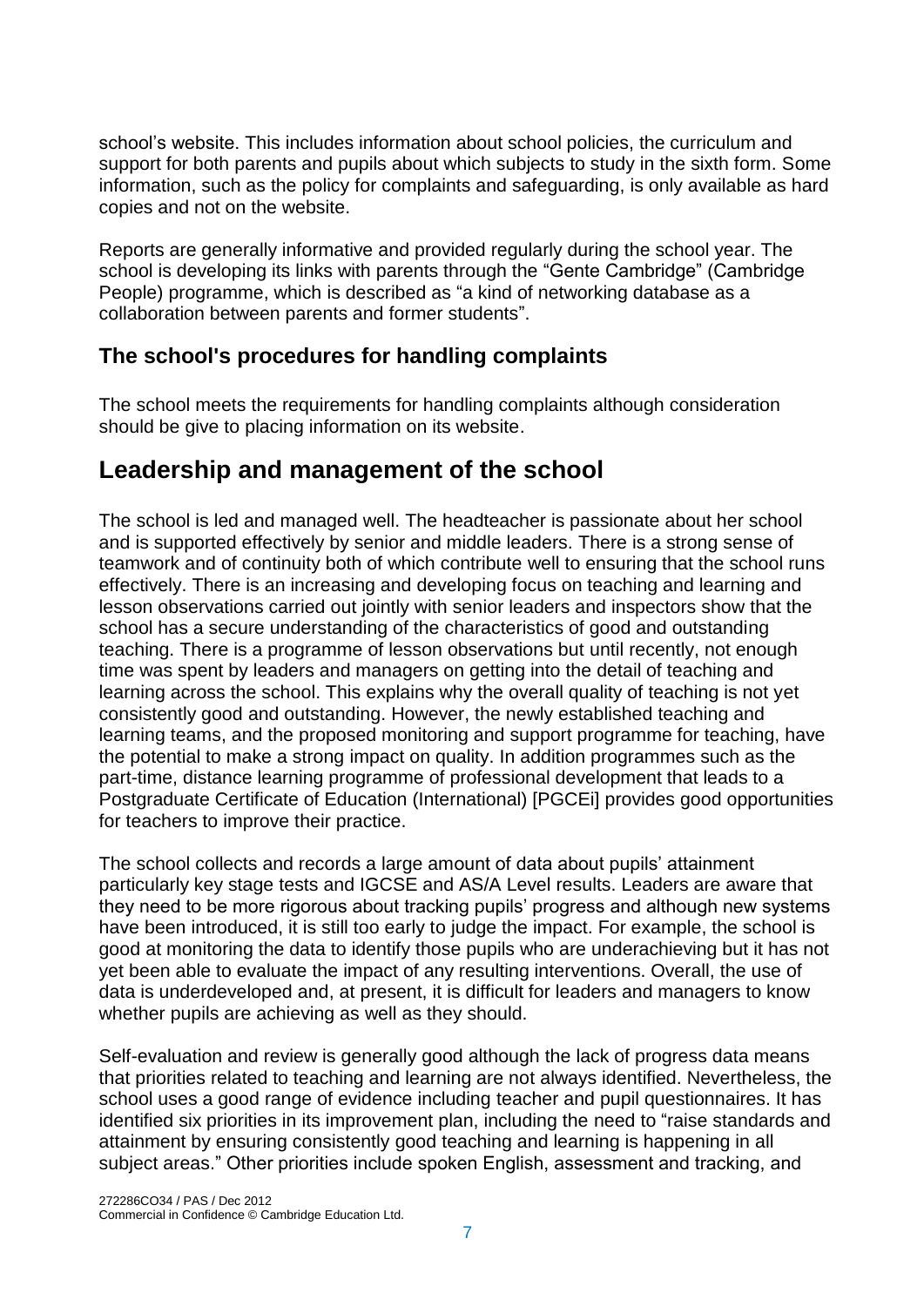school's website. This includes information about school policies, the curriculum and support for both parents and pupils about which subjects to study in the sixth form. Some information, such as the policy for complaints and safeguarding, is only available as hard copies and not on the website.

Reports are generally informative and provided regularly during the school year. The school is developing its links with parents through the "Gente Cambridge" (Cambridge People) programme, which is described as "a kind of networking database as a collaboration between parents and former students".

### The school's procedures for handling complaints

The school meets the requirements for handling complaints although consideration should be give to placing information on its website.

## Leadership and management of the school

The school is led and managed well. The headteacher is passionate about her school and is supported effectively by senior and middle leaders. There is a strong sense of teamwork and of continuity both of which contribute well to ensuring that the school runs effectively. There is an increasing and developing focus on teaching and learning and lesson observations carried out jointly with senior leaders and inspectors show that the school has a secure understanding of the characteristics of good and outstanding teaching. There is a programme of lesson observations but until recently, not enough time was spent by leaders and managers on getting into the detail of teaching and learning across the school. This explains why the overall quality of teaching is not yet consistently good and outstanding. However, the newly established teaching and learning teams, and the proposed monitoring and support programme for teaching, have the potential to make a strong impact on quality. In addition programmes such as the part-time, distance learning programme of professional development that leads to a Postgraduate Certificate of Education (International) [PGCEi] provides good opportunities for teachers to improve their practice.

The school collects and records a large amount of data about pupils' attainment particularly key stage tests and IGCSE and AS/A Level results. Leaders are aware that they need to be more rigorous about tracking pupils' progress and although new systems have been introduced, it is still too early to judge the impact. For example, the school is good at monitoring the data to identify those pupils who are underachieving but it has not yet been able to evaluate the impact of any resulting interventions. Overall, the use of data is underdeveloped and, at present, it is difficult for leaders and managers to know whether pupils are achieving as well as they should.

Self-evaluation and review is generally good although the lack of progress data means that priorities related to teaching and learning are not always identified. Nevertheless, the school uses a good range of evidence including teacher and pupil questionnaires. It has identified six priorities in its improvement plan, including the need to "raise standards and attainment by ensuring consistently good teaching and learning is happening in all subject areas." Other priorities include spoken English, assessment and tracking, and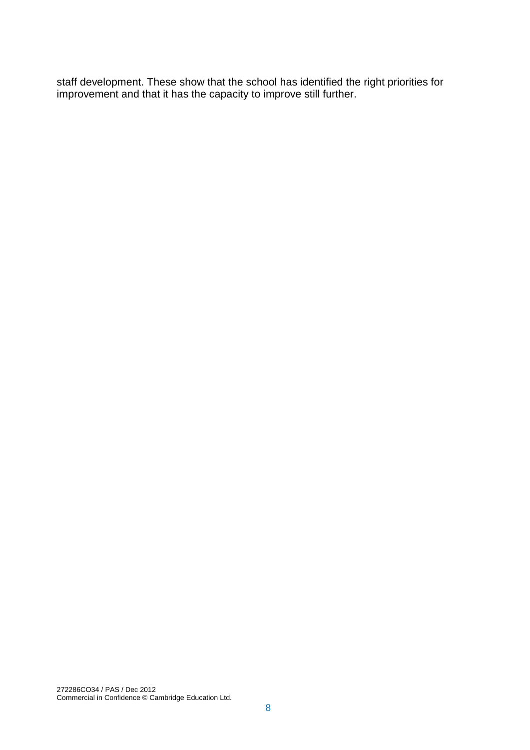staff development. These show that the school has identified the right priorities for improvement and that it has the capacity to improve still further.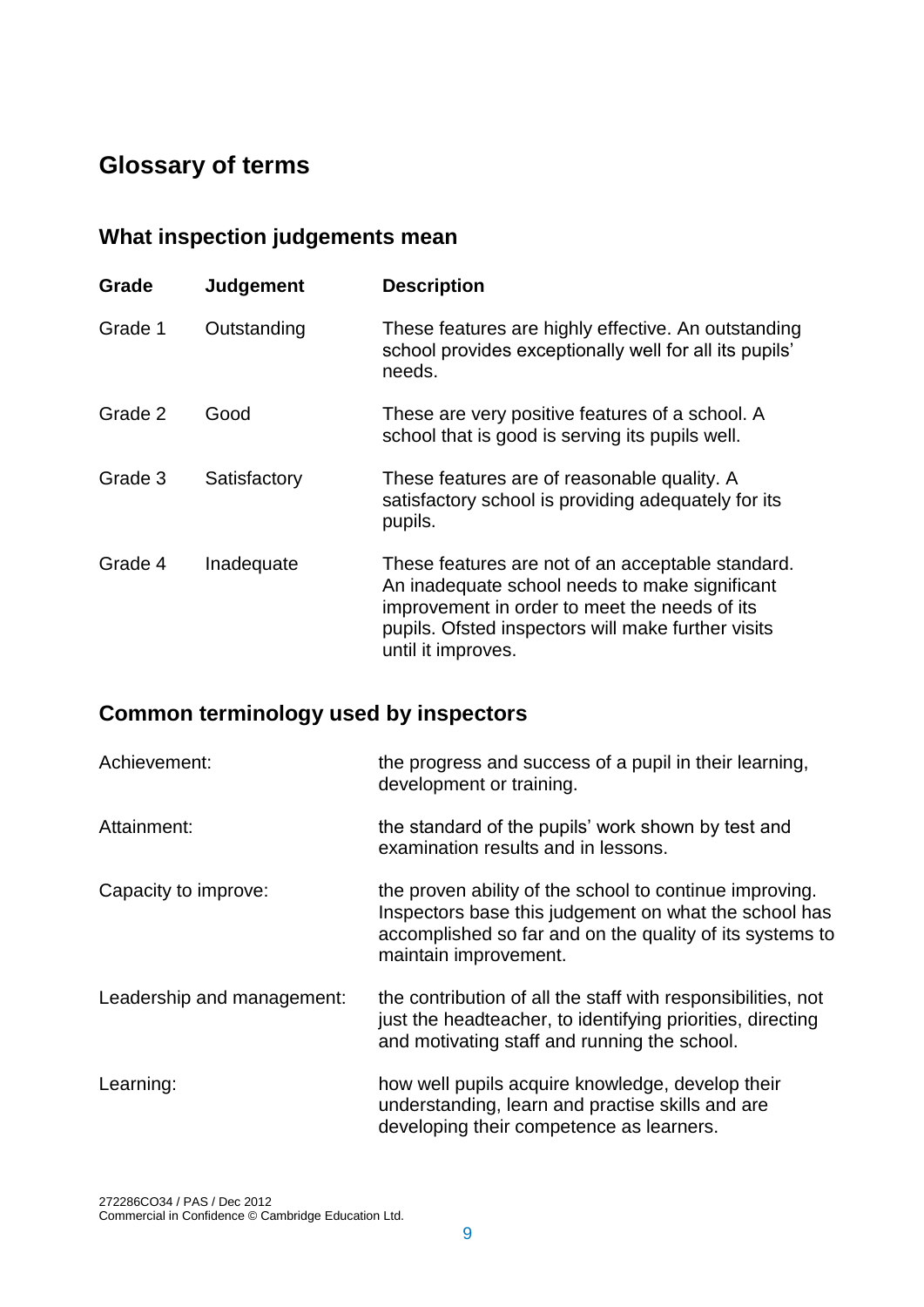# Glossary of terms

## What inspection judgements mean

| Grade | Judgement | Description |
|---|---|---|
| Grade 1 | Outstanding | These features are highly effective. An outstanding school provides exceptionally well for all its pupils' needs. |
| Grade 2 | Good | These are very positive features of a school. A school that is good is serving its pupils well. |
| Grade 3 | Satisfactory | These features are of reasonable quality. A satisfactory school is providing adequately for its pupils. |
| Grade 4 | Inadequate | These features are not of an acceptable standard. An inadequate school needs to make significant improvement in order to meet the needs of its pupils. Ofsted inspectors will make further visits until it improves. |

## Common terminology used by inspectors

| | |
|---|---|
| Achievement: | the progress and success of a pupil in their learning, development or training. |
| Attainment: | the standard of the pupils' work shown by test and examination results and in lessons. |
| Capacity to improve: | the proven ability of the school to continue improving. Inspectors base this judgement on what the school has accomplished so far and on the quality of its systems to maintain improvement. |
| Leadership and management: | the contribution of all the staff with responsibilities, not just the headteacher, to identifying priorities, directing and motivating staff and running the school. |
| Learning: | how well pupils acquire knowledge, develop their understanding, learn and practise skills and are developing their competence as learners. |

272286CO34 / PAS / Dec 2012
Commercial in Confidence © Cambridge Education Ltd.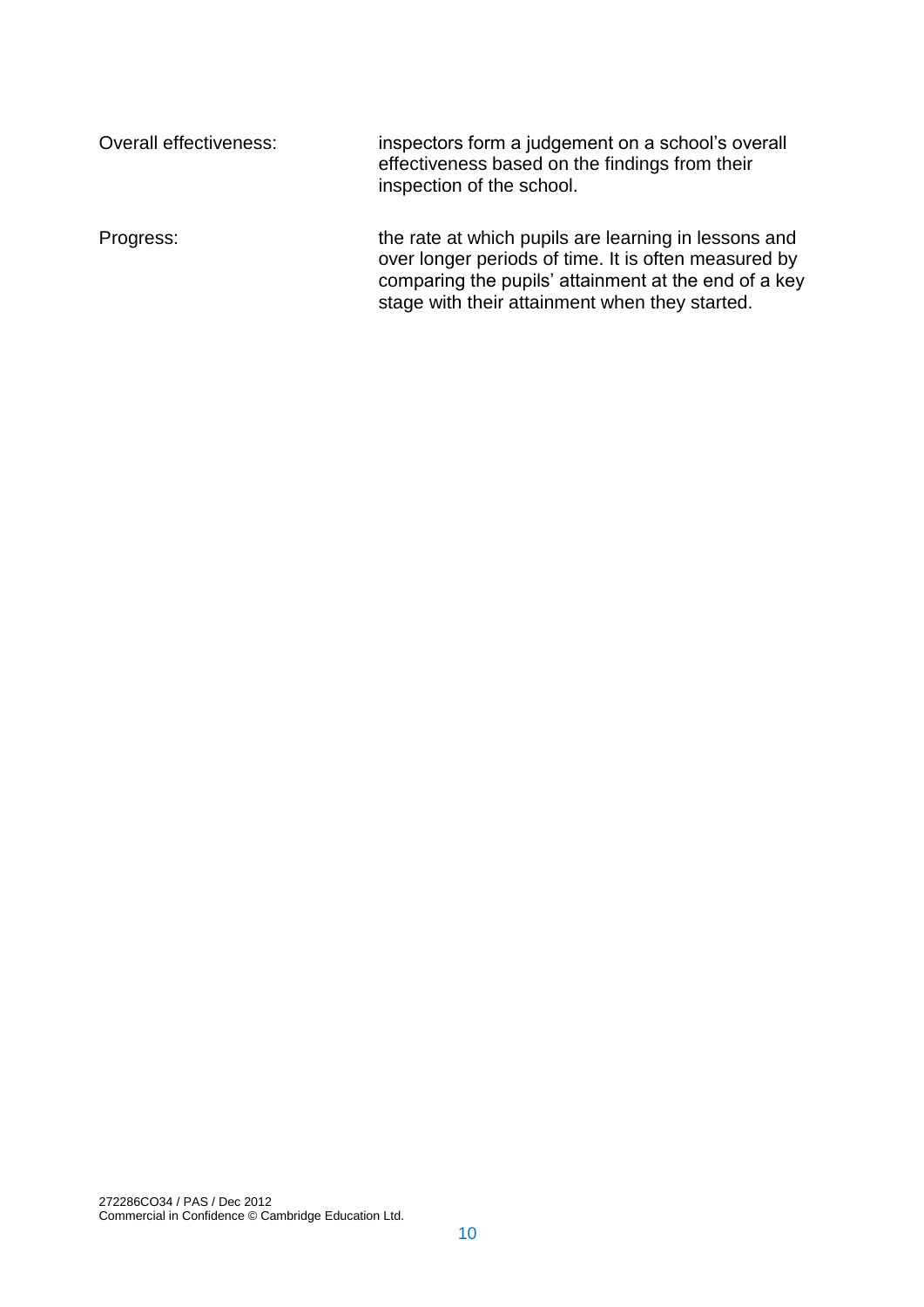| | |
|---|---|
| Overall effectiveness: | inspectors form a judgement on a school's overall effectiveness based on the findings from their inspection of the school. |
| Progress: | the rate at which pupils are learning in lessons and over longer periods of time. It is often measured by comparing the pupils' attainment at the end of a key stage with their attainment when they started. |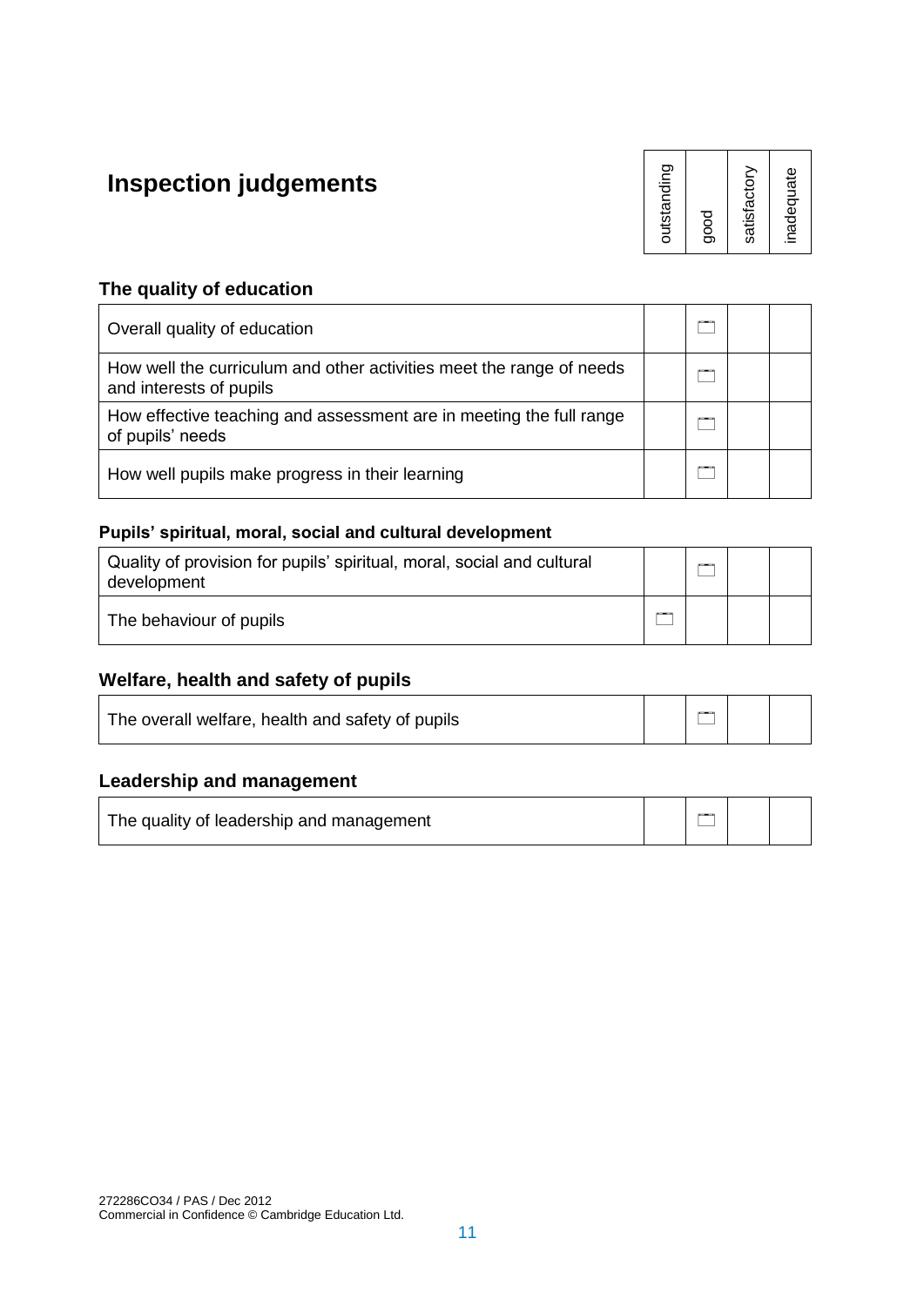# Inspection judgements

| | outstanding | good | satisfactory | inadequate |
|---|---|---|---|---|

## The quality of education

| | outstanding | good | satisfactory | inadequate |
|---|---|---|---|---|
| Overall quality of education | | ☐ | | |
| How well the curriculum and other activities meet the range of needs and interests of pupils | | ☐ | | |
| How effective teaching and assessment are in meeting the full range of pupils' needs | | ☐ | | |
| How well pupils make progress in their learning | | ☐ | | |

### Pupils' spiritual, moral, social and cultural development

| | outstanding | good | satisfactory | inadequate |
|---|---|---|---|---|
| Quality of provision for pupils' spiritual, moral, social and cultural development | | ☐ | | |
| The behaviour of pupils | ☐ | | | |

## Welfare, health and safety of pupils

| | outstanding | good | satisfactory | inadequate |
|---|---|---|---|---|
| The overall welfare, health and safety of pupils | | ☐ | | |

## Leadership and management

| | outstanding | good | satisfactory | inadequate |
|---|---|---|---|---|
| The quality of leadership and management | | ☐ | | |

272286CO34 / PAS / Dec 2012
Commercial in Confidence © Cambridge Education Ltd.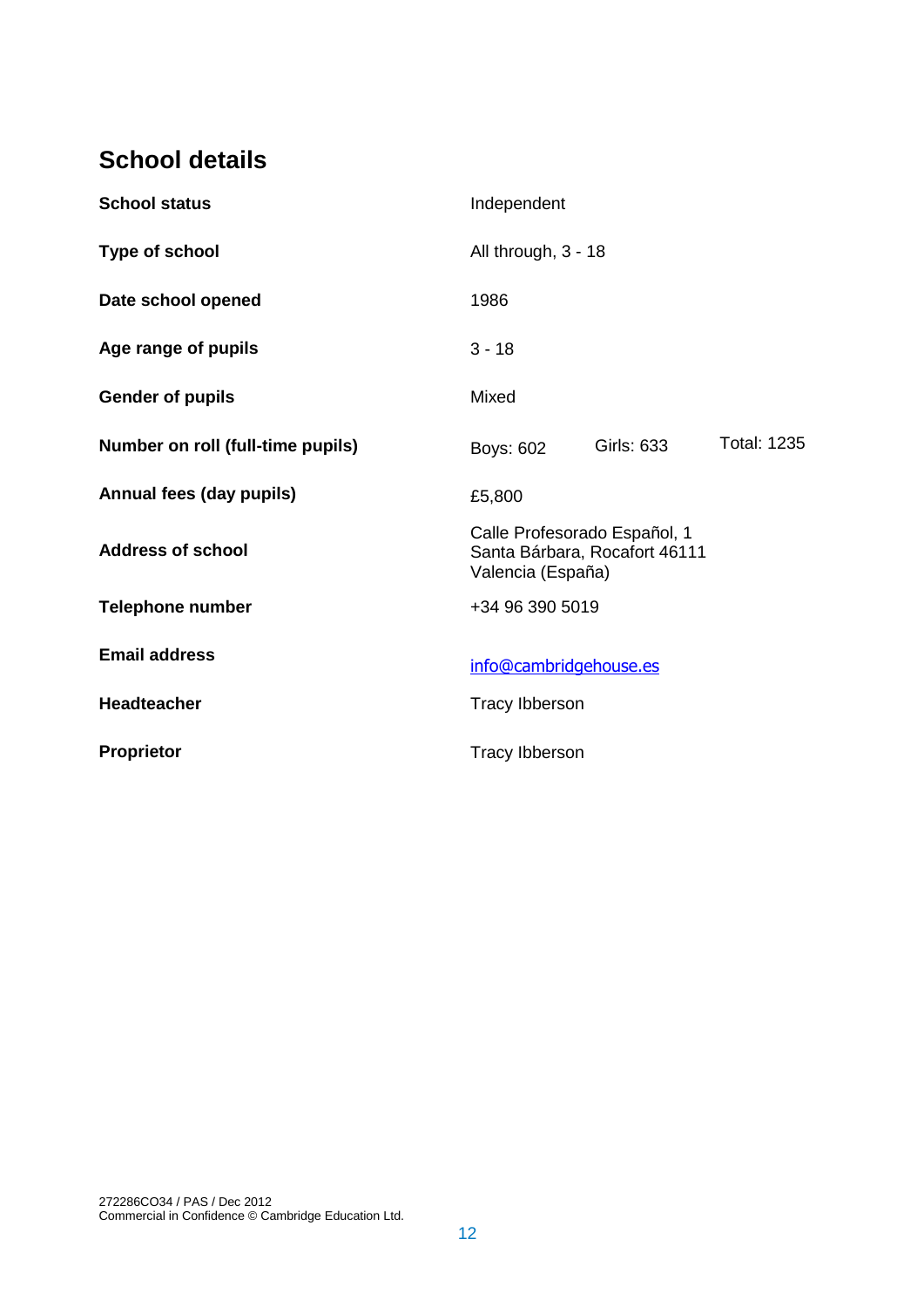## School details

| | |
|---|---|
| **School status** | Independent |
| **Type of school** | All through, 3 - 18 |
| **Date school opened** | 1986 |
| **Age range of pupils** | 3 - 18 |
| **Gender of pupils** | Mixed |
| **Number on roll (full-time pupils)** | Boys: 602 Girls: 633 Total: 1235 |
| **Annual fees (day pupils)** | £5,800 |
| **Address of school** | Calle Profesorado Español, 1<br>Santa Bárbara, Rocafort 46111<br>Valencia (España) |
| **Telephone number** | +34 96 390 5019 |
| **Email address** | info@cambridgehouse.es |
| **Headteacher** | Tracy Ibberson |
| **Proprietor** | Tracy Ibberson |

272286CO34 / PAS / Dec 2012
Commercial in Confidence © Cambridge Education Ltd.